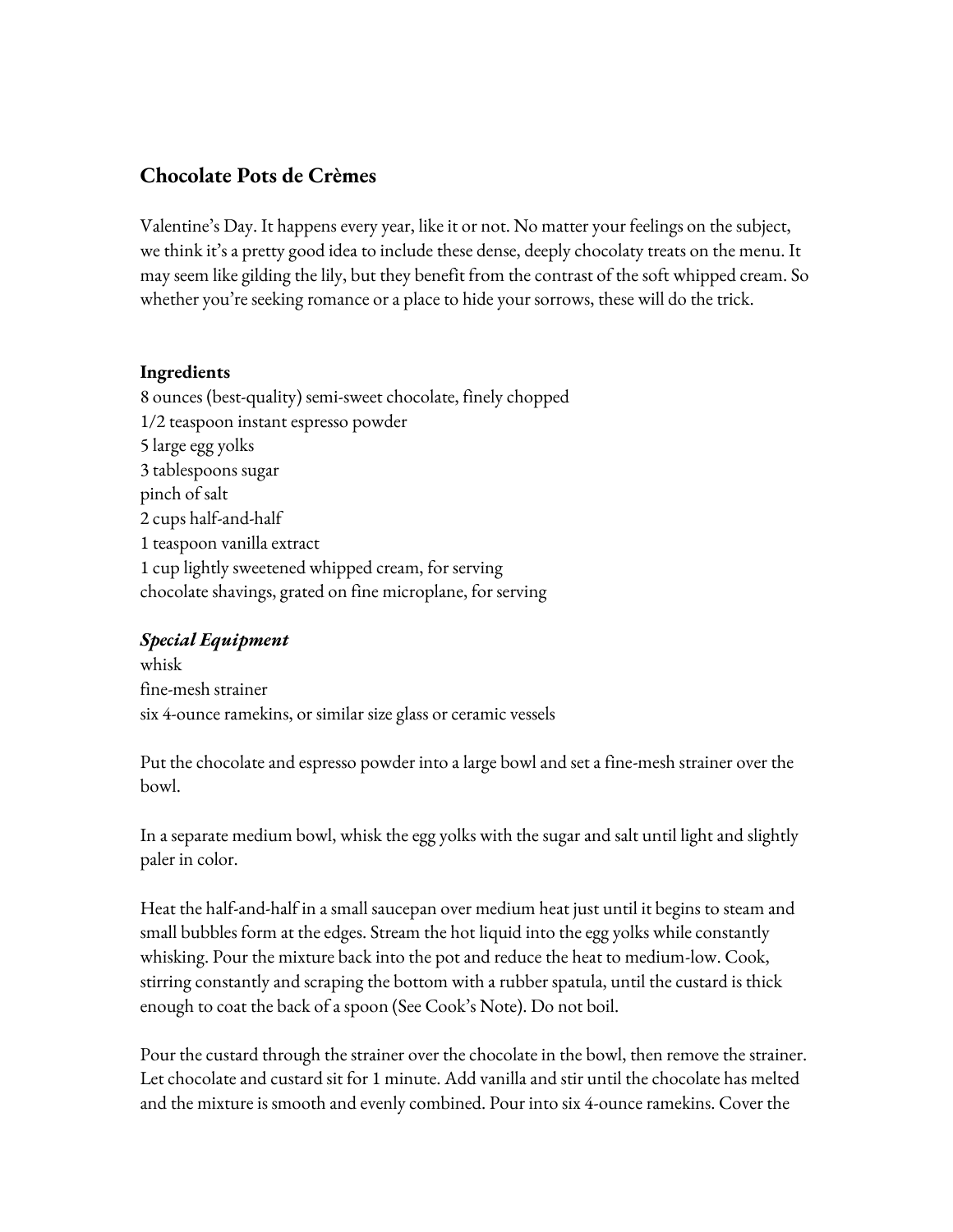## Chocolate Pots de Crèmes

Valentine's Day. It happens every year, like it or not. No matter your feelings on the subject, we think it's a pretty good idea to include these dense, deeply chocolaty treats on the menu. It may seem like gilding the lily, but they benefit from the contrast of the soft whipped cream. So whether you're seeking romance or a place to hide your sorrows, these will do the trick.

**Ingredients**

8 ounces (best-quality) semi-sweet chocolate, finely chopped
1/2 teaspoon instant espresso powder
5 large egg yolks
3 tablespoons sugar
pinch of salt
2 cups half-and-half
1 teaspoon vanilla extract
1 cup lightly sweetened whipped cream, for serving
chocolate shavings, grated on fine microplane, for serving

***Special Equipment***

whisk
fine-mesh strainer
six 4-ounce ramekins, or similar size glass or ceramic vessels

Put the chocolate and espresso powder into a large bowl and set a fine-mesh strainer over the bowl.

In a separate medium bowl, whisk the egg yolks with the sugar and salt until light and slightly paler in color.

Heat the half-and-half in a small saucepan over medium heat just until it begins to steam and small bubbles form at the edges. Stream the hot liquid into the egg yolks while constantly whisking. Pour the mixture back into the pot and reduce the heat to medium-low. Cook, stirring constantly and scraping the bottom with a rubber spatula, until the custard is thick enough to coat the back of a spoon (See Cook's Note). Do not boil.

Pour the custard through the strainer over the chocolate in the bowl, then remove the strainer. Let chocolate and custard sit for 1 minute. Add vanilla and stir until the chocolate has melted and the mixture is smooth and evenly combined. Pour into six 4-ounce ramekins. Cover the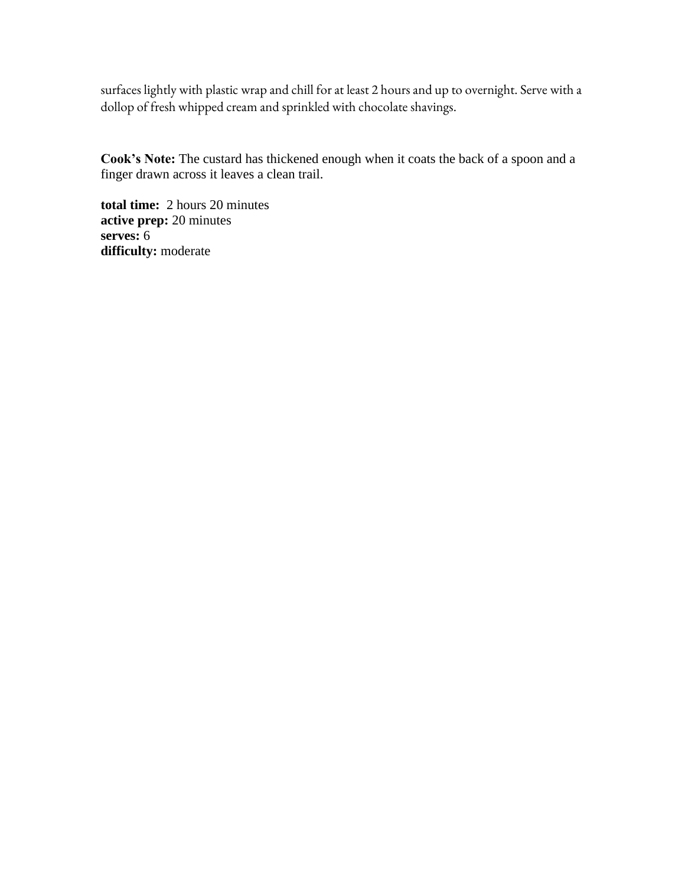surfaces lightly with plastic wrap and chill for at least 2 hours and up to overnight. Serve with a dollop of fresh whipped cream and sprinkled with chocolate shavings.

**Cook's Note:** The custard has thickened enough when it coats the back of a spoon and a finger drawn across it leaves a clean trail.

**total time:** 2 hours 20 minutes
**active prep:** 20 minutes
**serves:** 6
**difficulty:** moderate